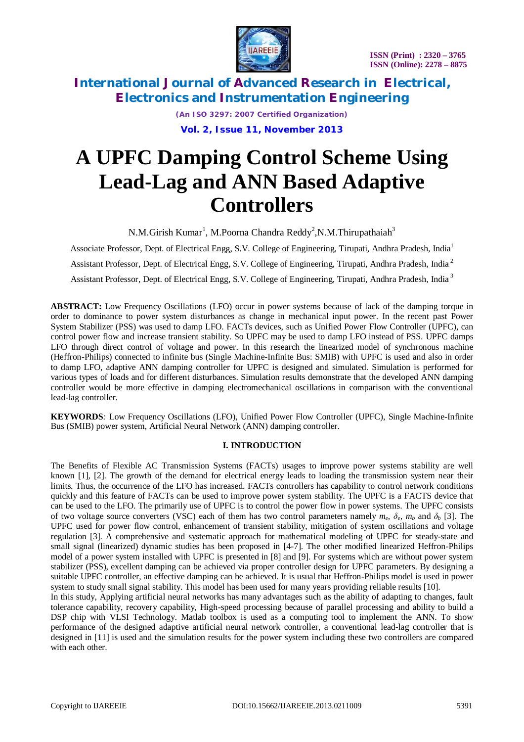# A UPFC Damping Control Scheme Using Lead-Lag and ANN Based Adaptive Controllers

N.M.Girish Kumar[1], M.Poorna Chandra Reddy[2],N.M.Thirupathaiah[3]

Associate Professor, Dept. of Electrical Engg, S.V. College of Engineering, Tirupati, Andhra Pradesh, India[1]

Assistant Professor, Dept. of Electrical Engg, S.V. College of Engineering, Tirupati, Andhra Pradesh, India[2]

Assistant Professor, Dept. of Electrical Engg, S.V. College of Engineering, Tirupati, Andhra Pradesh, India[3]

**ABSTRACT:** Low Frequency Oscillations (LFO) occur in power systems because of lack of the damping torque in order to dominance to power system disturbances as change in mechanical input power. In the recent past Power System Stabilizer (PSS) was used to damp LFO. FACTs devices, such as Unified Power Flow Controller (UPFC), can control power flow and increase transient stability. So UPFC may be used to damp LFO instead of PSS. UPFC damps LFO through direct control of voltage and power. In this research the linearized model of synchronous machine (Heffron-Philips) connected to infinite bus (Single Machine-Infinite Bus: SMIB) with UPFC is used and also in order to damp LFO, adaptive ANN damping controller for UPFC is designed and simulated. Simulation is performed for various types of loads and for different disturbances. Simulation results demonstrate that the developed ANN damping controller would be more effective in damping electromechanical oscillations in comparison with the conventional lead-lag controller.

**KEYWORDS***:* Low Frequency Oscillations (LFO), Unified Power Flow Controller (UPFC), Single Machine-Infinite Bus (SMIB) power system, Artificial Neural Network (ANN) damping controller.

## I. INTRODUCTION

The Benefits of Flexible AC Transmission Systems (FACTs) usages to improve power systems stability are well known [1], [2]. The growth of the demand for electrical energy leads to loading the transmission system near their limits. Thus, the occurrence of the LFO has increased. FACTs controllers has capability to control network conditions quickly and this feature of FACTs can be used to improve power system stability. The UPFC is a FACTS device that can be used to the LFO. The primarily use of UPFC is to control the power flow in power systems. The UPFC consists of two voltage source converters (VSC) each of them has two control parameters namely $m_e$, $\delta_e$, $m_b$ and $\delta_b$ [3]. The UPFC used for power flow control, enhancement of transient stability, mitigation of system oscillations and voltage regulation [3]. A comprehensive and systematic approach for mathematical modeling of UPFC for steady-state and small signal (linearized) dynamic studies has been proposed in [4-7]. The other modified linearized Heffron-Philips model of a power system installed with UPFC is presented in [8] and [9]. For systems which are without power system stabilizer (PSS), excellent damping can be achieved via proper controller design for UPFC parameters. By designing a suitable UPFC controller, an effective damping can be achieved. It is usual that Heffron-Philips model is used in power system to study small signal stability. This model has been used for many years providing reliable results [10].

In this study, Applying artificial neural networks has many advantages such as the ability of adapting to changes, fault tolerance capability, recovery capability, High-speed processing because of parallel processing and ability to build a DSP chip with VLSI Technology. Matlab toolbox is used as a computing tool to implement the ANN. To show performance of the designed adaptive artificial neural network controller, a conventional lead-lag controller that is designed in [11] is used and the simulation results for the power system including these two controllers are compared with each other.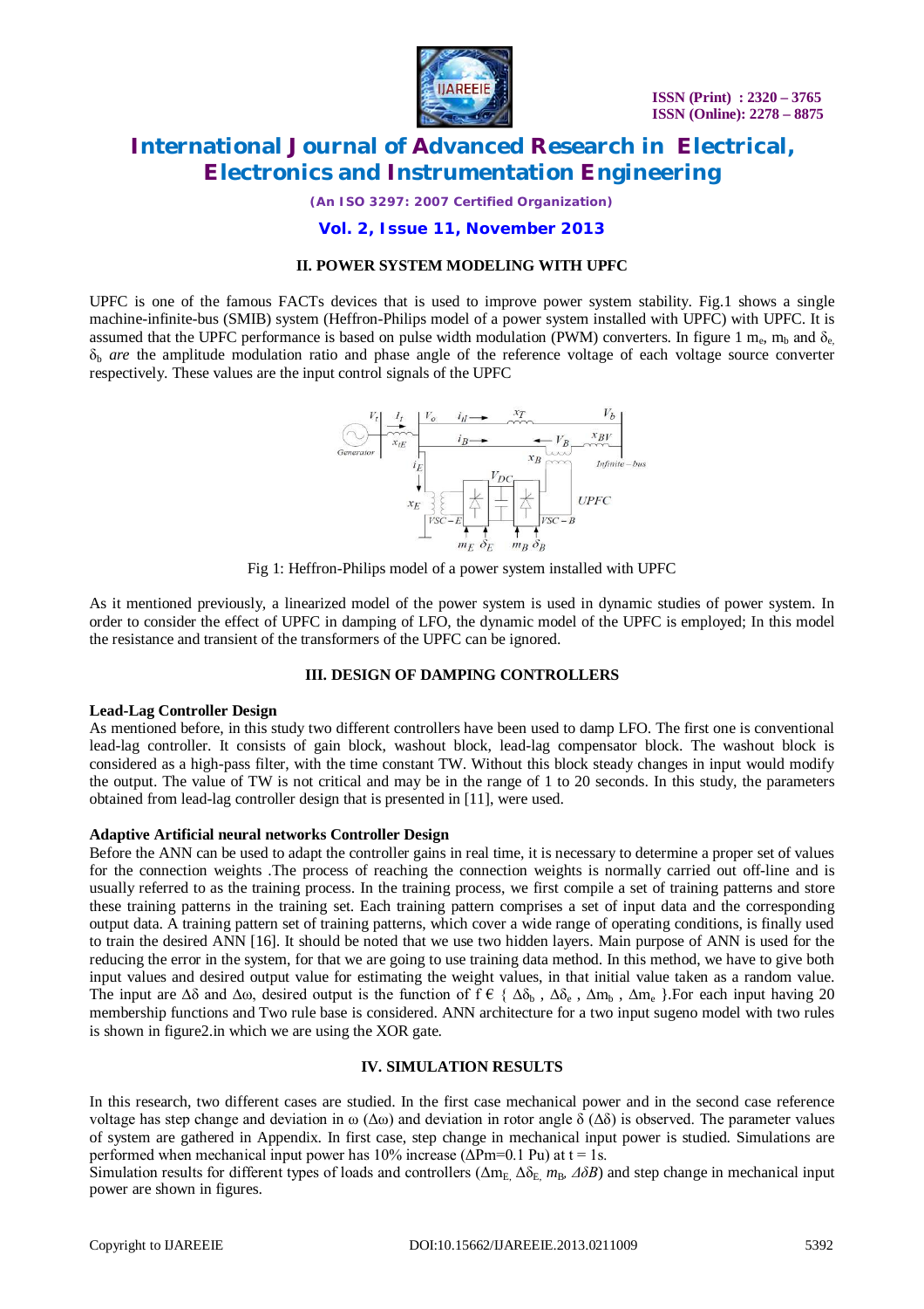## II. POWER SYSTEM MODELING WITH UPFC

UPFC is one of the famous FACTs devices that is used to improve power system stability. Fig.1 shows a single machine-infinite-bus (SMIB) system (Heffron-Philips model of a power system installed with UPFC) with UPFC. It is assumed that the UPFC performance is based on pulse width modulation (PWM) converters. In figure 1 $m_e$, $m_b$ and $\delta_e$, $\delta_b$ *are* the amplitude modulation ratio and phase angle of the reference voltage of each voltage source converter respectively. These values are the input control signals of the UPFC

Fig 1: Heffron-Philips model of a power system installed with UPFC

As it mentioned previously, a linearized model of the power system is used in dynamic studies of power system. In order to consider the effect of UPFC in damping of LFO, the dynamic model of the UPFC is employed; In this model the resistance and transient of the transformers of the UPFC can be ignored.

## III. DESIGN OF DAMPING CONTROLLERS

**Lead-Lag Controller Design**

As mentioned before, in this study two different controllers have been used to damp LFO. The first one is conventional lead-lag controller. It consists of gain block, washout block, lead-lag compensator block. The washout block is considered as a high-pass filter, with the time constant TW. Without this block steady changes in input would modify the output. The value of TW is not critical and may be in the range of 1 to 20 seconds. In this study, the parameters obtained from lead-lag controller design that is presented in [11], were used.

**Adaptive Artificial neural networks Controller Design**

Before the ANN can be used to adapt the controller gains in real time, it is necessary to determine a proper set of values for the connection weights .The process of reaching the connection weights is normally carried out off-line and is usually referred to as the training process. In the training process, we first compile a set of training patterns and store these training patterns in the training set. Each training pattern comprises a set of input data and the corresponding output data. A training pattern set of training patterns, which cover a wide range of operating conditions, is finally used to train the desired ANN [16]. It should be noted that we use two hidden layers. Main purpose of ANN is used for the reducing the error in the system, for that we are going to use training data method. In this method, we have to give both input values and desired output value for estimating the weight values, in that initial value taken as a random value. The input are $\Delta\delta$ and $\Delta\omega$, desired output is the function of $f \in \{ \Delta\delta_b , \Delta\delta_e , \Delta m_b , \Delta m_e \}$.For each input having 20 membership functions and Two rule base is considered. ANN architecture for a two input sugeno model with two rules is shown in figure2.in which we are using the XOR gate.

## IV. SIMULATION RESULTS

In this research, two different cases are studied. In the first case mechanical power and in the second case reference voltage has step change and deviation in ω ($\Delta\omega$) and deviation in rotor angle δ ($\Delta\delta$) is observed. The parameter values of system are gathered in Appendix. In first case, step change in mechanical input power is studied. Simulations are performed when mechanical input power has 10% increase ($\Delta Pm$=0.1 Pu) at t = 1s.

Simulation results for different types of loads and controllers ($\Delta m_E$, $\Delta\delta_E$, $m_B$, $\Delta\delta B$) and step change in mechanical input power are shown in figures.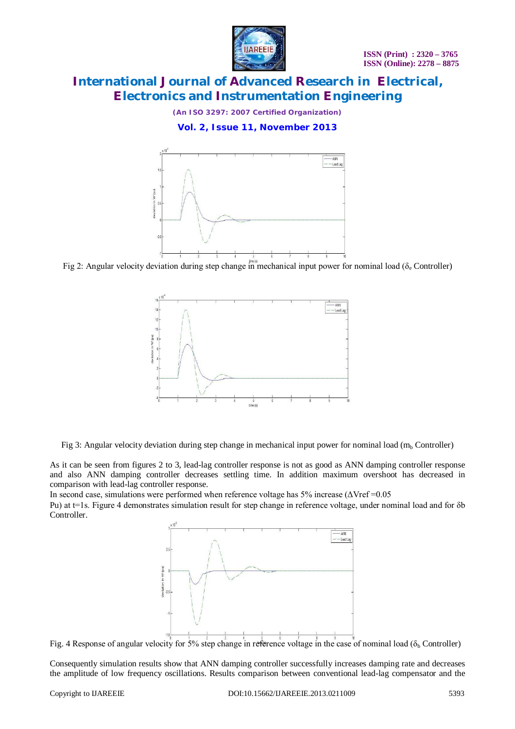Fig 2: Angular velocity deviation during step change in mechanical input power for nominal load ($\delta_e$ Controller)

Fig 3: Angular velocity deviation during step change in mechanical input power for nominal load ($m_b$ Controller)

As it can be seen from figures 2 to 3, lead-lag controller response is not as good as ANN damping controller response and also ANN damping controller decreases settling time. In addition maximum overshoot has decreased in comparison with lead-lag controller response.

In second case, simulations were performed when reference voltage has 5% increase ($\Delta$Vref =0.05 Pu) at t=1s. Figure 4 demonstrates simulation result for step change in reference voltage, under nominal load and for $\delta$b Controller.

Fig. 4 Response of angular velocity for 5% step change in reference voltage in the case of nominal load ($\delta_b$ Controller)

Consequently simulation results show that ANN damping controller successfully increases damping rate and decreases the amplitude of low frequency oscillations. Results comparison between conventional lead-lag compensator and the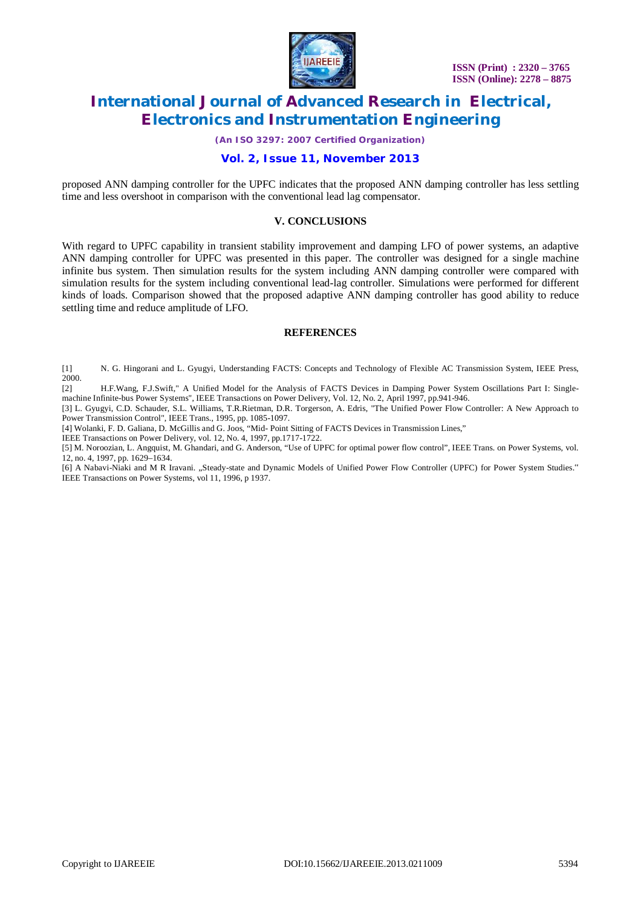proposed ANN damping controller for the UPFC indicates that the proposed ANN damping controller has less settling time and less overshoot in comparison with the conventional lead lag compensator.

## V. CONCLUSIONS

With regard to UPFC capability in transient stability improvement and damping LFO of power systems, an adaptive ANN damping controller for UPFC was presented in this paper. The controller was designed for a single machine infinite bus system. Then simulation results for the system including ANN damping controller were compared with simulation results for the system including conventional lead-lag controller. Simulations were performed for different kinds of loads. Comparison showed that the proposed adaptive ANN damping controller has good ability to reduce settling time and reduce amplitude of LFO.

## REFERENCES

[1] N. G. Hingorani and L. Gyugyi, Understanding FACTS: Concepts and Technology of Flexible AC Transmission System, IEEE Press, 2000.

[2] H.F.Wang, F.J.Swift," A Unified Model for the Analysis of FACTS Devices in Damping Power System Oscillations Part I: Single-machine Infinite-bus Power Systems", IEEE Transactions on Power Delivery, Vol. 12, No. 2, April 1997, pp.941-946.

[3] L. Gyugyi, C.D. Schauder, S.L. Williams, T.R.Rietman, D.R. Torgerson, A. Edris, "The Unified Power Flow Controller: A New Approach to Power Transmission Control", IEEE Trans., 1995, pp. 1085-1097.

[4] Wolanki, F. D. Galiana, D. McGillis and G. Joos, "Mid- Point Sitting of FACTS Devices in Transmission Lines," IEEE Transactions on Power Delivery, vol. 12, No. 4, 1997, pp.1717-1722.

[5] M. Noroozian, L. Angquist, M. Ghandari, and G. Anderson, "Use of UPFC for optimal power flow control", IEEE Trans. on Power Systems, vol. 12, no. 4, 1997, pp. 1629–1634.

[6] A Nabavi-Niaki and M R Iravani. „Steady-state and Dynamic Models of Unified Power Flow Controller (UPFC) for Power System Studies." IEEE Transactions on Power Systems, vol 11, 1996, p 1937.